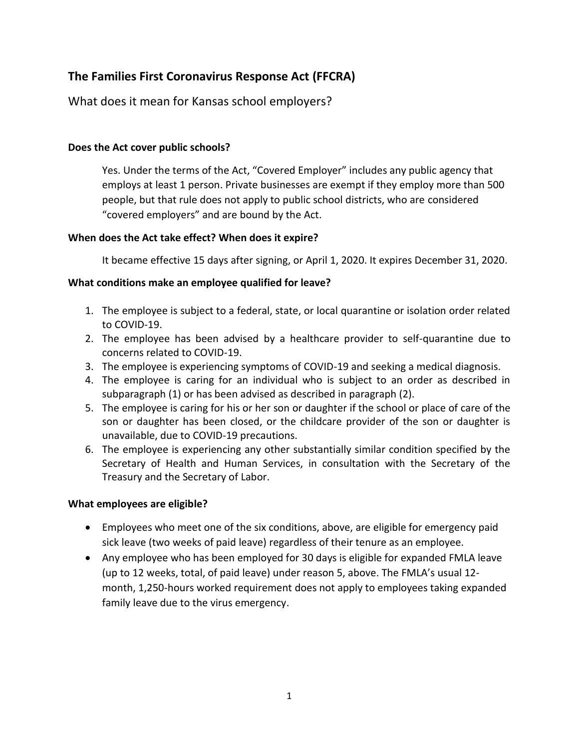# The Families First Coronavirus Response Act (FFCRA)

What does it mean for Kansas school employers?

### Does the Act cover public schools?

Yes. Under the terms of the Act, "Covered Employer" includes any public agency that employs at least 1 person. Private businesses are exempt if they employ more than 500 people, but that rule does not apply to public school districts, who are considered "covered employers" and are bound by the Act.

### When does the Act take effect? When does it expire?

It became effective 15 days after signing, or April 1, 2020. It expires December 31, 2020.

### What conditions make an employee qualified for leave?

1. The employee is subject to a federal, state, or local quarantine or isolation order related to COVID-19.
2. The employee has been advised by a healthcare provider to self-quarantine due to concerns related to COVID-19.
3. The employee is experiencing symptoms of COVID-19 and seeking a medical diagnosis.
4. The employee is caring for an individual who is subject to an order as described in subparagraph (1) or has been advised as described in paragraph (2).
5. The employee is caring for his or her son or daughter if the school or place of care of the son or daughter has been closed, or the childcare provider of the son or daughter is unavailable, due to COVID-19 precautions.
6. The employee is experiencing any other substantially similar condition specified by the Secretary of Health and Human Services, in consultation with the Secretary of the Treasury and the Secretary of Labor.

### What employees are eligible?

- Employees who meet one of the six conditions, above, are eligible for emergency paid sick leave (two weeks of paid leave) regardless of their tenure as an employee.
- Any employee who has been employed for 30 days is eligible for expanded FMLA leave (up to 12 weeks, total, of paid leave) under reason 5, above. The FMLA's usual 12-month, 1,250-hours worked requirement does not apply to employees taking expanded family leave due to the virus emergency.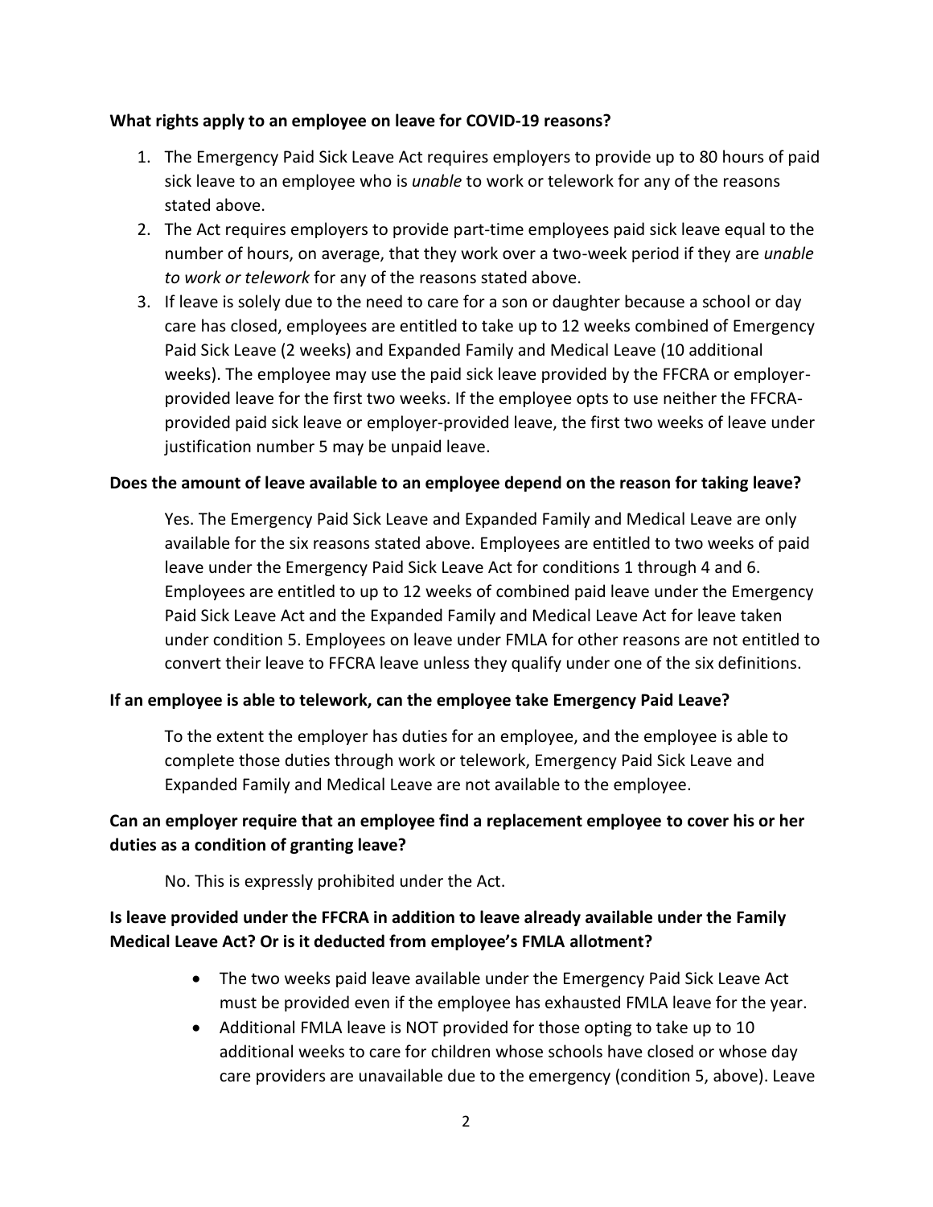**What rights apply to an employee on leave for COVID-19 reasons?**

1. The Emergency Paid Sick Leave Act requires employers to provide up to 80 hours of paid sick leave to an employee who is *unable* to work or telework for any of the reasons stated above.
2. The Act requires employers to provide part-time employees paid sick leave equal to the number of hours, on average, that they work over a two-week period if they are *unable to work or telework* for any of the reasons stated above.
3. If leave is solely due to the need to care for a son or daughter because a school or day care has closed, employees are entitled to take up to 12 weeks combined of Emergency Paid Sick Leave (2 weeks) and Expanded Family and Medical Leave (10 additional weeks). The employee may use the paid sick leave provided by the FFCRA or employer-provided leave for the first two weeks. If the employee opts to use neither the FFCRA-provided paid sick leave or employer-provided leave, the first two weeks of leave under justification number 5 may be unpaid leave.

**Does the amount of leave available to an employee depend on the reason for taking leave?**

Yes. The Emergency Paid Sick Leave and Expanded Family and Medical Leave are only available for the six reasons stated above. Employees are entitled to two weeks of paid leave under the Emergency Paid Sick Leave Act for conditions 1 through 4 and 6. Employees are entitled to up to 12 weeks of combined paid leave under the Emergency Paid Sick Leave Act and the Expanded Family and Medical Leave Act for leave taken under condition 5. Employees on leave under FMLA for other reasons are not entitled to convert their leave to FFCRA leave unless they qualify under one of the six definitions.

**If an employee is able to telework, can the employee take Emergency Paid Leave?**

To the extent the employer has duties for an employee, and the employee is able to complete those duties through work or telework, Emergency Paid Sick Leave and Expanded Family and Medical Leave are not available to the employee.

**Can an employer require that an employee find a replacement employee to cover his or her duties as a condition of granting leave?**

No. This is expressly prohibited under the Act.

**Is leave provided under the FFCRA in addition to leave already available under the Family Medical Leave Act? Or is it deducted from employee's FMLA allotment?**

- The two weeks paid leave available under the Emergency Paid Sick Leave Act must be provided even if the employee has exhausted FMLA leave for the year.
- Additional FMLA leave is NOT provided for those opting to take up to 10 additional weeks to care for children whose schools have closed or whose day care providers are unavailable due to the emergency (condition 5, above). Leave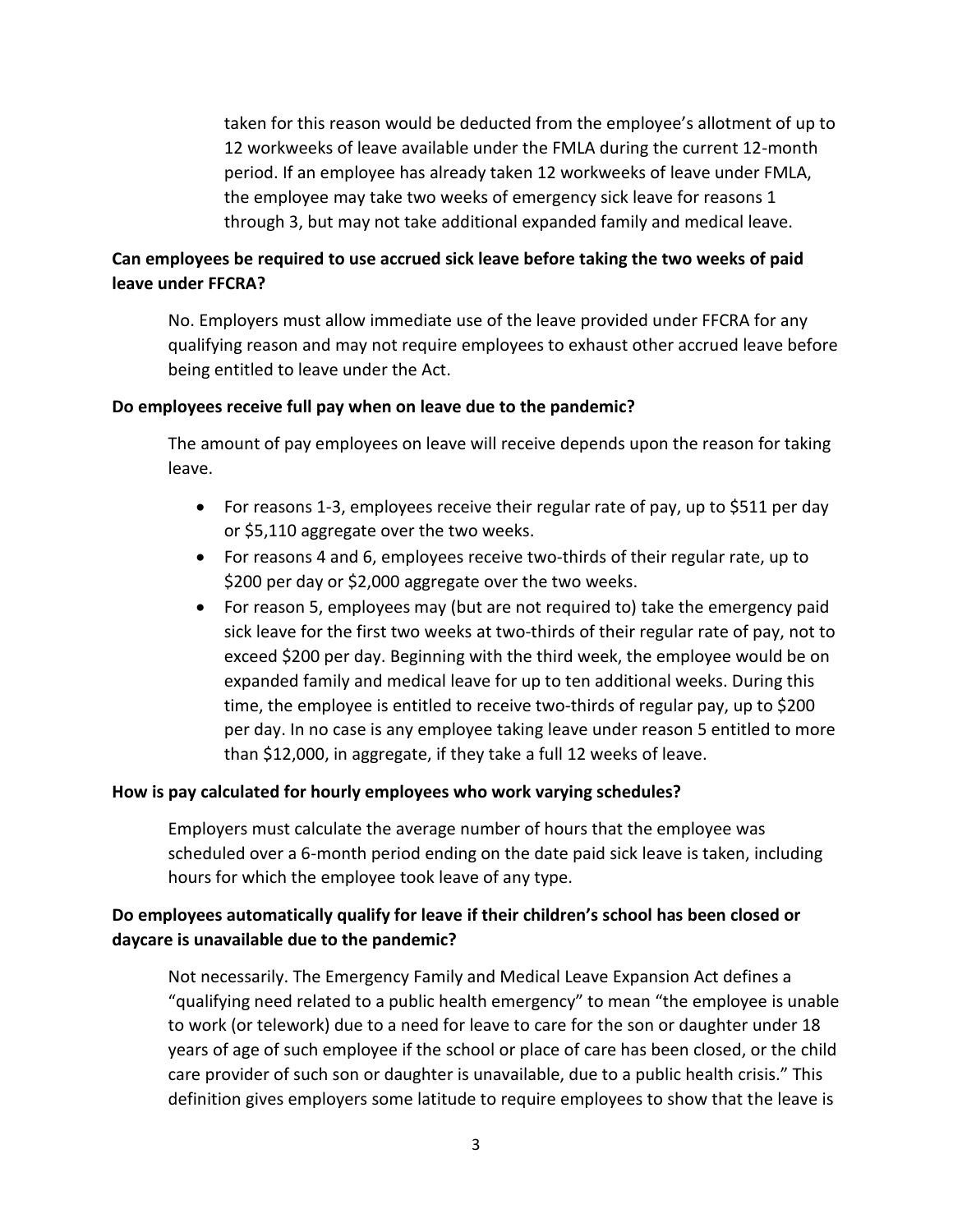taken for this reason would be deducted from the employee's allotment of up to 12 workweeks of leave available under the FMLA during the current 12-month period. If an employee has already taken 12 workweeks of leave under FMLA, the employee may take two weeks of emergency sick leave for reasons 1 through 3, but may not take additional expanded family and medical leave.

**Can employees be required to use accrued sick leave before taking the two weeks of paid leave under FFCRA?**

No. Employers must allow immediate use of the leave provided under FFCRA for any qualifying reason and may not require employees to exhaust other accrued leave before being entitled to leave under the Act.

**Do employees receive full pay when on leave due to the pandemic?**

The amount of pay employees on leave will receive depends upon the reason for taking leave.

- For reasons 1-3, employees receive their regular rate of pay, up to $511 per day or $5,110 aggregate over the two weeks.
- For reasons 4 and 6, employees receive two-thirds of their regular rate, up to $200 per day or $2,000 aggregate over the two weeks.
- For reason 5, employees may (but are not required to) take the emergency paid sick leave for the first two weeks at two-thirds of their regular rate of pay, not to exceed $200 per day. Beginning with the third week, the employee would be on expanded family and medical leave for up to ten additional weeks. During this time, the employee is entitled to receive two-thirds of regular pay, up to $200 per day. In no case is any employee taking leave under reason 5 entitled to more than $12,000, in aggregate, if they take a full 12 weeks of leave.

**How is pay calculated for hourly employees who work varying schedules?**

Employers must calculate the average number of hours that the employee was scheduled over a 6-month period ending on the date paid sick leave is taken, including hours for which the employee took leave of any type.

**Do employees automatically qualify for leave if their children's school has been closed or daycare is unavailable due to the pandemic?**

Not necessarily. The Emergency Family and Medical Leave Expansion Act defines a "qualifying need related to a public health emergency" to mean "the employee is unable to work (or telework) due to a need for leave to care for the son or daughter under 18 years of age of such employee if the school or place of care has been closed, or the child care provider of such son or daughter is unavailable, due to a public health crisis." This definition gives employers some latitude to require employees to show that the leave is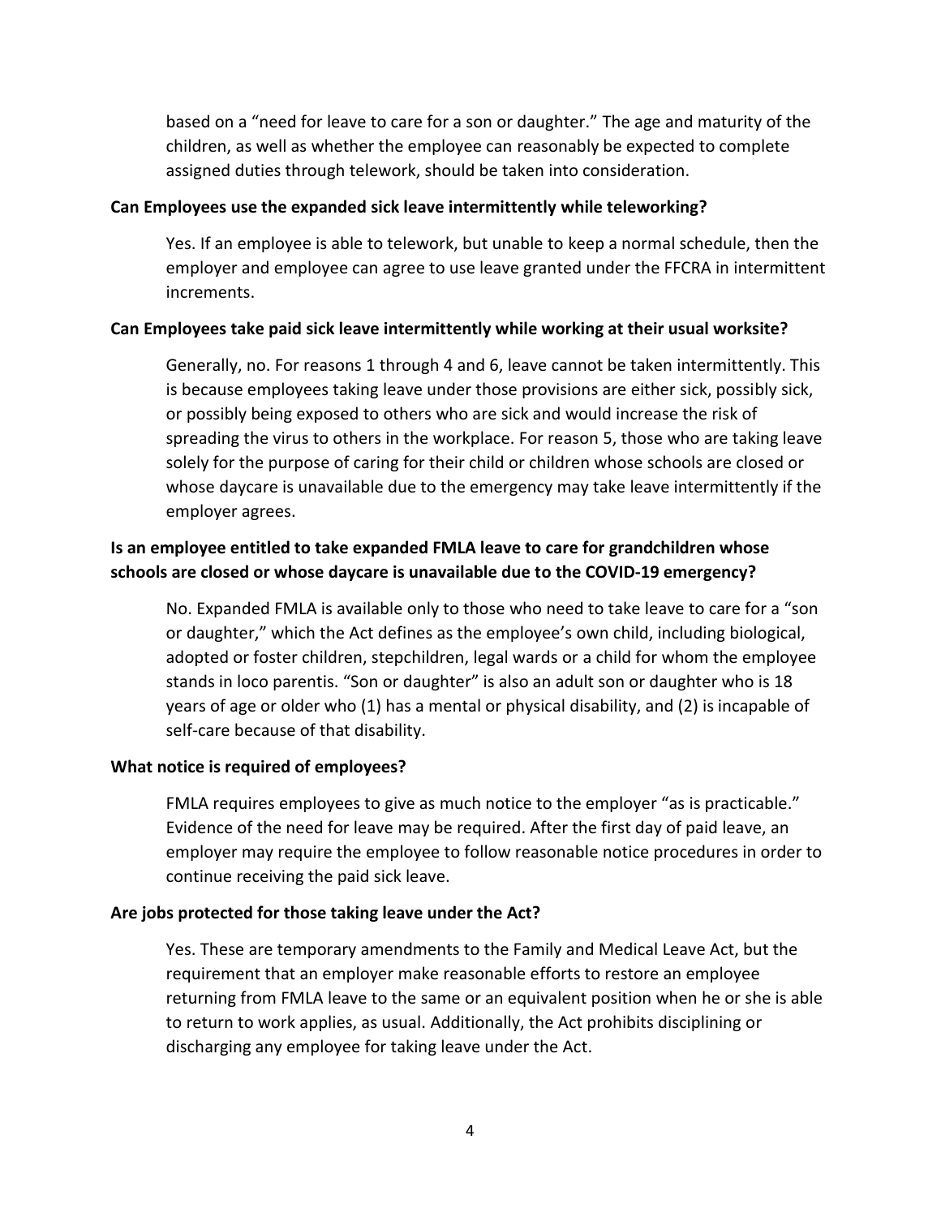based on a "need for leave to care for a son or daughter." The age and maturity of the children, as well as whether the employee can reasonably be expected to complete assigned duties through telework, should be taken into consideration.

**Can Employees use the expanded sick leave intermittently while teleworking?**

Yes. If an employee is able to telework, but unable to keep a normal schedule, then the employer and employee can agree to use leave granted under the FFCRA in intermittent increments.

**Can Employees take paid sick leave intermittently while working at their usual worksite?**

Generally, no. For reasons 1 through 4 and 6, leave cannot be taken intermittently. This is because employees taking leave under those provisions are either sick, possibly sick, or possibly being exposed to others who are sick and would increase the risk of spreading the virus to others in the workplace. For reason 5, those who are taking leave solely for the purpose of caring for their child or children whose schools are closed or whose daycare is unavailable due to the emergency may take leave intermittently if the employer agrees.

**Is an employee entitled to take expanded FMLA leave to care for grandchildren whose schools are closed or whose daycare is unavailable due to the COVID-19 emergency?**

No. Expanded FMLA is available only to those who need to take leave to care for a "son or daughter," which the Act defines as the employee's own child, including biological, adopted or foster children, stepchildren, legal wards or a child for whom the employee stands in loco parentis. "Son or daughter" is also an adult son or daughter who is 18 years of age or older who (1) has a mental or physical disability, and (2) is incapable of self-care because of that disability.

**What notice is required of employees?**

FMLA requires employees to give as much notice to the employer "as is practicable." Evidence of the need for leave may be required. After the first day of paid leave, an employer may require the employee to follow reasonable notice procedures in order to continue receiving the paid sick leave.

**Are jobs protected for those taking leave under the Act?**

Yes. These are temporary amendments to the Family and Medical Leave Act, but the requirement that an employer make reasonable efforts to restore an employee returning from FMLA leave to the same or an equivalent position when he or she is able to return to work applies, as usual. Additionally, the Act prohibits disciplining or discharging any employee for taking leave under the Act.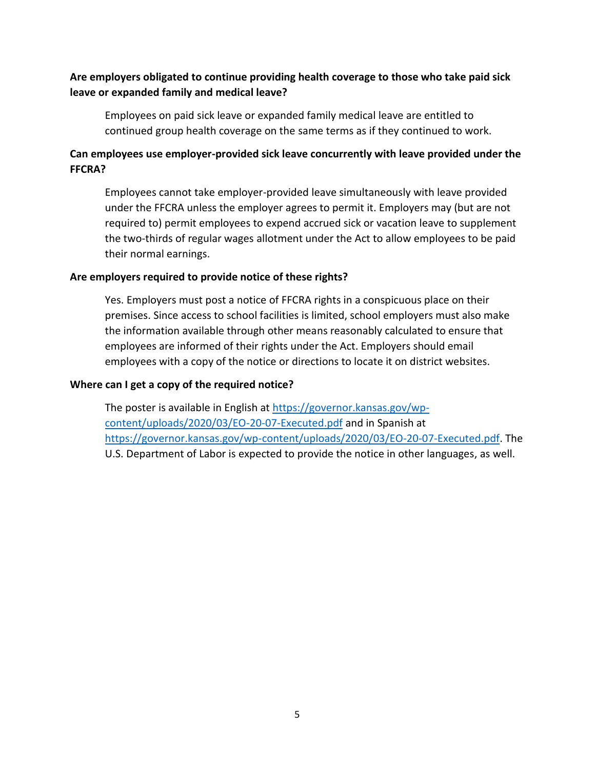**Are employers obligated to continue providing health coverage to those who take paid sick leave or expanded family and medical leave?**

Employees on paid sick leave or expanded family medical leave are entitled to continued group health coverage on the same terms as if they continued to work.

**Can employees use employer-provided sick leave concurrently with leave provided under the FFCRA?**

Employees cannot take employer-provided leave simultaneously with leave provided under the FFCRA unless the employer agrees to permit it. Employers may (but are not required to) permit employees to expend accrued sick or vacation leave to supplement the two-thirds of regular wages allotment under the Act to allow employees to be paid their normal earnings.

**Are employers required to provide notice of these rights?**

Yes. Employers must post a notice of FFCRA rights in a conspicuous place on their premises. Since access to school facilities is limited, school employers must also make the information available through other means reasonably calculated to ensure that employees are informed of their rights under the Act. Employers should email employees with a copy of the notice or directions to locate it on district websites.

**Where can I get a copy of the required notice?**

The poster is available in English at [https://governor.kansas.gov/wp-content/uploads/2020/03/EO-20-07-Executed.pdf](https://governor.kansas.gov/wp-content/uploads/2020/03/EO-20-07-Executed.pdf) and in Spanish at [https://governor.kansas.gov/wp-content/uploads/2020/03/EO-20-07-Executed.pdf](https://governor.kansas.gov/wp-content/uploads/2020/03/EO-20-07-Executed.pdf). The U.S. Department of Labor is expected to provide the notice in other languages, as well.